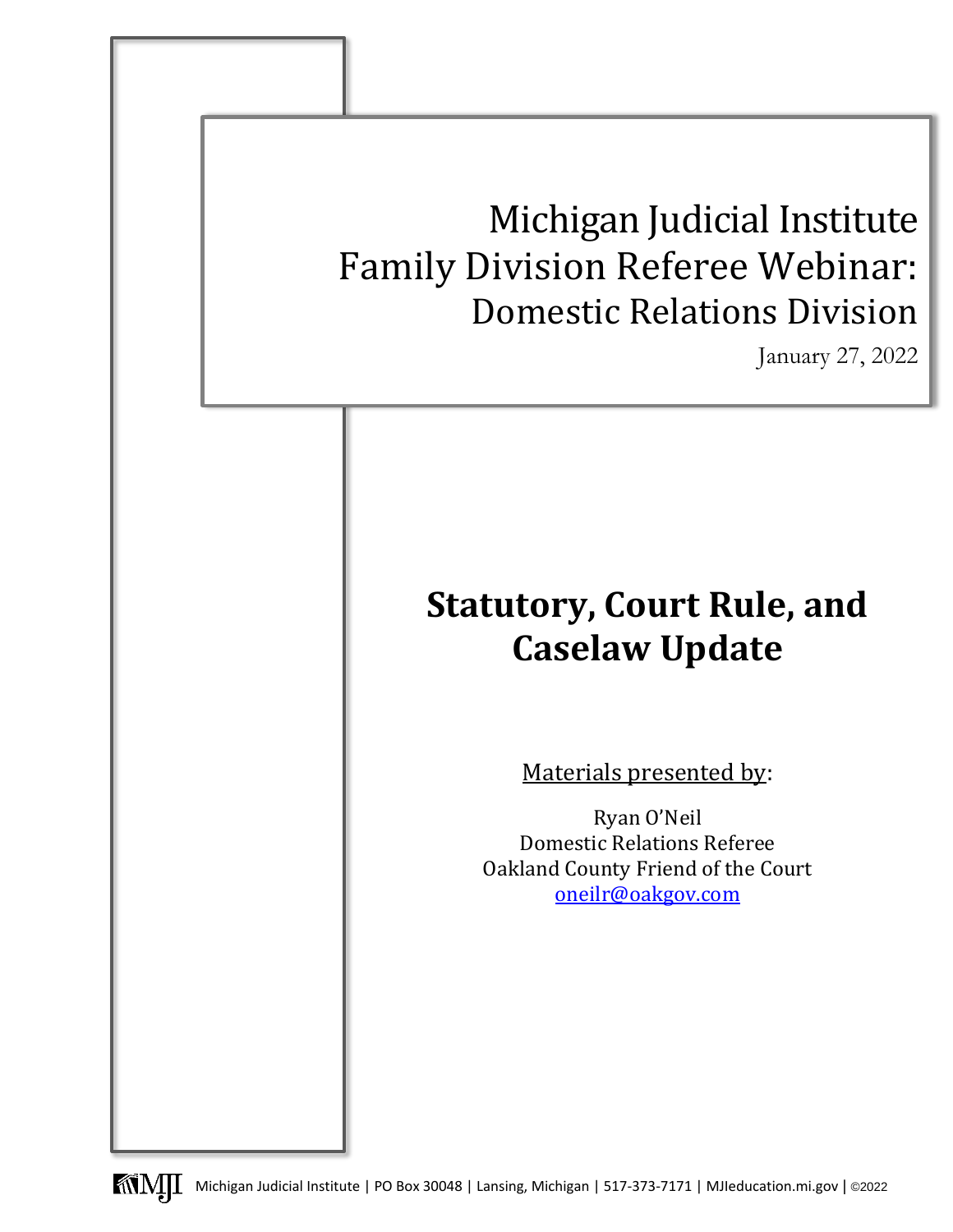# Michigan Judicial Institute
# Family Division Referee Webinar:
## Domestic Relations Division

January 27, 2022

# Statutory, Court Rule, and Caselaw Update

Materials presented by:

Ryan O'Neil
Domestic Relations Referee
Oakland County Friend of the Court
oneilr@oakgov.com

Michigan Judicial Institute | PO Box 30048 | Lansing, Michigan | 517-373-7171 | MJIeducation.mi.gov | ©2022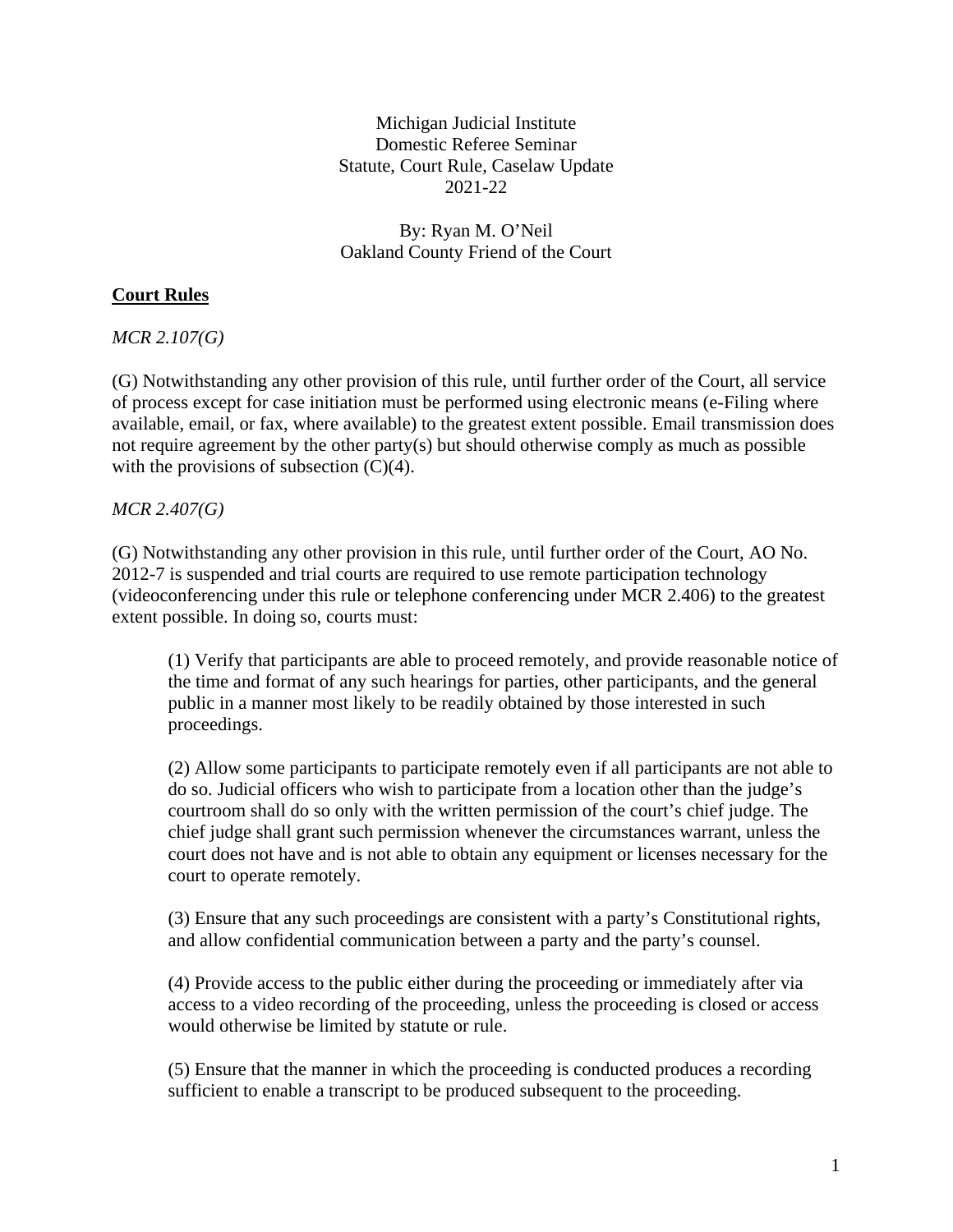Michigan Judicial Institute
Domestic Referee Seminar
Statute, Court Rule, Caselaw Update
2021-22

By: Ryan M. O'Neil
Oakland County Friend of the Court

## **Court Rules**

*MCR 2.107(G)*

(G) Notwithstanding any other provision of this rule, until further order of the Court, all service of process except for case initiation must be performed using electronic means (e-Filing where available, email, or fax, where available) to the greatest extent possible. Email transmission does not require agreement by the other party(s) but should otherwise comply as much as possible with the provisions of subsection (C)(4).

*MCR 2.407(G)*

(G) Notwithstanding any other provision in this rule, until further order of the Court, AO No. 2012-7 is suspended and trial courts are required to use remote participation technology (videoconferencing under this rule or telephone conferencing under MCR 2.406) to the greatest extent possible. In doing so, courts must:

> (1) Verify that participants are able to proceed remotely, and provide reasonable notice of the time and format of any such hearings for parties, other participants, and the general public in a manner most likely to be readily obtained by those interested in such proceedings.
>
> (2) Allow some participants to participate remotely even if all participants are not able to do so. Judicial officers who wish to participate from a location other than the judge's courtroom shall do so only with the written permission of the court's chief judge. The chief judge shall grant such permission whenever the circumstances warrant, unless the court does not have and is not able to obtain any equipment or licenses necessary for the court to operate remotely.
>
> (3) Ensure that any such proceedings are consistent with a party's Constitutional rights, and allow confidential communication between a party and the party's counsel.
>
> (4) Provide access to the public either during the proceeding or immediately after via access to a video recording of the proceeding, unless the proceeding is closed or access would otherwise be limited by statute or rule.
>
> (5) Ensure that the manner in which the proceeding is conducted produces a recording sufficient to enable a transcript to be produced subsequent to the proceeding.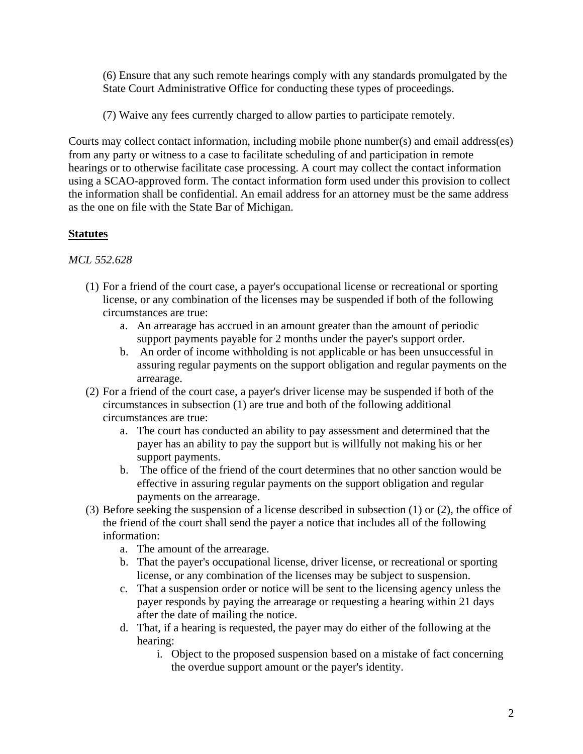(6) Ensure that any such remote hearings comply with any standards promulgated by the State Court Administrative Office for conducting these types of proceedings.

(7) Waive any fees currently charged to allow parties to participate remotely.

Courts may collect contact information, including mobile phone number(s) and email address(es) from any party or witness to a case to facilitate scheduling of and participation in remote hearings or to otherwise facilitate case processing. A court may collect the contact information using a SCAO-approved form. The contact information form used under this provision to collect the information shall be confidential. An email address for an attorney must be the same address as the one on file with the State Bar of Michigan.

**Statutes**

*MCL 552.628*

(1) For a friend of the court case, a payer's occupational license or recreational or sporting license, or any combination of the licenses may be suspended if both of the following circumstances are true:
   a. An arrearage has accrued in an amount greater than the amount of periodic support payments payable for 2 months under the payer's support order.
   b. An order of income withholding is not applicable or has been unsuccessful in assuring regular payments on the support obligation and regular payments on the arrearage.

(2) For a friend of the court case, a payer's driver license may be suspended if both of the circumstances in subsection (1) are true and both of the following additional circumstances are true:
   a. The court has conducted an ability to pay assessment and determined that the payer has an ability to pay the support but is willfully not making his or her support payments.
   b. The office of the friend of the court determines that no other sanction would be effective in assuring regular payments on the support obligation and regular payments on the arrearage.

(3) Before seeking the suspension of a license described in subsection (1) or (2), the office of the friend of the court shall send the payer a notice that includes all of the following information:
   a. The amount of the arrearage.
   b. That the payer's occupational license, driver license, or recreational or sporting license, or any combination of the licenses may be subject to suspension.
   c. That a suspension order or notice will be sent to the licensing agency unless the payer responds by paying the arrearage or requesting a hearing within 21 days after the date of mailing the notice.
   d. That, if a hearing is requested, the payer may do either of the following at the hearing:
      i. Object to the proposed suspension based on a mistake of fact concerning the overdue support amount or the payer's identity.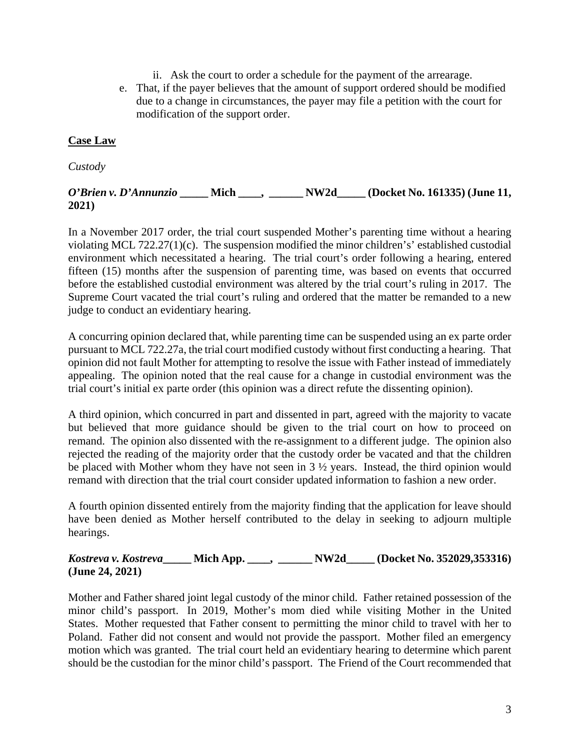ii. Ask the court to order a schedule for the payment of the arrearage.

e. That, if the payer believes that the amount of support ordered should be modified due to a change in circumstances, the payer may file a petition with the court for modification of the support order.

**<u>Case Law</u>**

*Custody*

***O'Brien v. D'Annunzio*** **_____ Mich ____, ______ NW2d_____ (Docket No. 161335) (June 11, 2021)**

In a November 2017 order, the trial court suspended Mother's parenting time without a hearing violating MCL 722.27(1)(c). The suspension modified the minor childrens's' established custodial environment which necessitated a hearing. The trial court's order following a hearing, entered fifteen (15) months after the suspension of parenting time, was based on events that occurred before the established custodial environment was altered by the trial court's ruling in 2017. The Supreme Court vacated the trial court's ruling and ordered that the matter be remanded to a new judge to conduct an evidentiary hearing.

A concurring opinion declared that, while parenting time can be suspended using an ex parte order pursuant to MCL 722.27a, the trial court modified custody without first conducting a hearing. That opinion did not fault Mother for attempting to resolve the issue with Father instead of immediately appealing. The opinion noted that the real cause for a change in custodial environment was the trial court's initial ex parte order (this opinion was a direct refute the dissenting opinion).

A third opinion, which concurred in part and dissented in part, agreed with the majority to vacate but believed that more guidance should be given to the trial court on how to proceed on remand. The opinion also dissented with the re-assignment to a different judge. The opinion also rejected the reading of the majority order that the custody order be vacated and that the children be placed with Mother whom they have not seen in 3 ½ years. Instead, the third opinion would remand with direction that the trial court consider updated information to fashion a new order.

A fourth opinion dissented entirely from the majority finding that the application for leave should have been denied as Mother herself contributed to the delay in seeking to adjourn multiple hearings.

***Kostreva v. Kostreva*****_____ Mich App. ____, ______ NW2d_____ (Docket No. 352029,353316) (June 24, 2021)**

Mother and Father shared joint legal custody of the minor child. Father retained possession of the minor child's passport. In 2019, Mother's mom died while visiting Mother in the United States. Mother requested that Father consent to permitting the minor child to travel with her to Poland. Father did not consent and would not provide the passport. Mother filed an emergency motion which was granted. The trial court held an evidentiary hearing to determine which parent should be the custodian for the minor child's passport. The Friend of the Court recommended that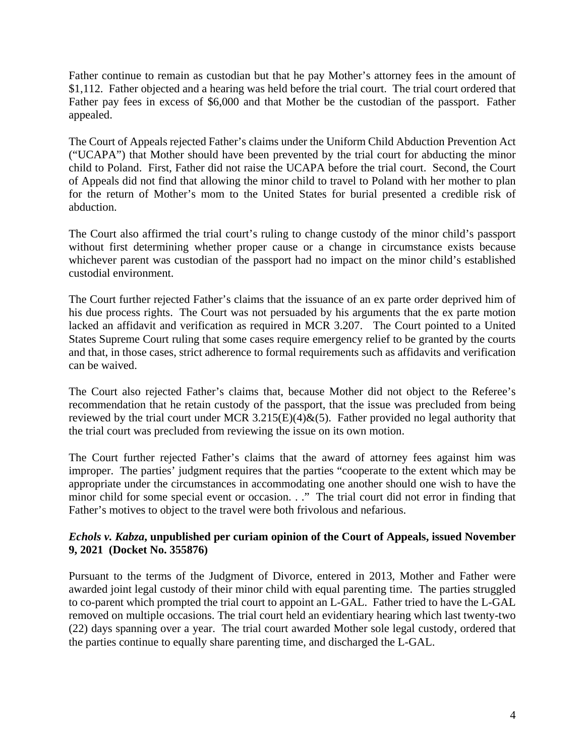Father continue to remain as custodian but that he pay Mother's attorney fees in the amount of $1,112. Father objected and a hearing was held before the trial court. The trial court ordered that Father pay fees in excess of $6,000 and that Mother be the custodian of the passport. Father appealed.

The Court of Appeals rejected Father's claims under the Uniform Child Abduction Prevention Act ("UCAPA") that Mother should have been prevented by the trial court for abducting the minor child to Poland. First, Father did not raise the UCAPA before the trial court. Second, the Court of Appeals did not find that allowing the minor child to travel to Poland with her mother to plan for the return of Mother's mom to the United States for burial presented a credible risk of abduction.

The Court also affirmed the trial court's ruling to change custody of the minor child's passport without first determining whether proper cause or a change in circumstance exists because whichever parent was custodian of the passport had no impact on the minor child's established custodial environment.

The Court further rejected Father's claims that the issuance of an ex parte order deprived him of his due process rights. The Court was not persuaded by his arguments that the ex parte motion lacked an affidavit and verification as required in MCR 3.207. The Court pointed to a United States Supreme Court ruling that some cases require emergency relief to be granted by the courts and that, in those cases, strict adherence to formal requirements such as affidavits and verification can be waived.

The Court also rejected Father's claims that, because Mother did not object to the Referee's recommendation that he retain custody of the passport, that the issue was precluded from being reviewed by the trial court under MCR 3.215(E)(4)&(5). Father provided no legal authority that the trial court was precluded from reviewing the issue on its own motion.

The Court further rejected Father's claims that the award of attorney fees against him was improper. The parties' judgment requires that the parties "cooperate to the extent which may be appropriate under the circumstances in accommodating one another should one wish to have the minor child for some special event or occasion. . ." The trial court did not error in finding that Father's motives to object to the travel were both frivolous and nefarious.

### ***Echols v. Kabza*, unpublished per curiam opinion of the Court of Appeals, issued November 9, 2021 (Docket No. 355876)**

Pursuant to the terms of the Judgment of Divorce, entered in 2013, Mother and Father were awarded joint legal custody of their minor child with equal parenting time. The parties struggled to co-parent which prompted the trial court to appoint an L-GAL. Father tried to have the L-GAL removed on multiple occasions. The trial court held an evidentiary hearing which last twenty-two (22) days spanning over a year. The trial court awarded Mother sole legal custody, ordered that the parties continue to equally share parenting time, and discharged the L-GAL.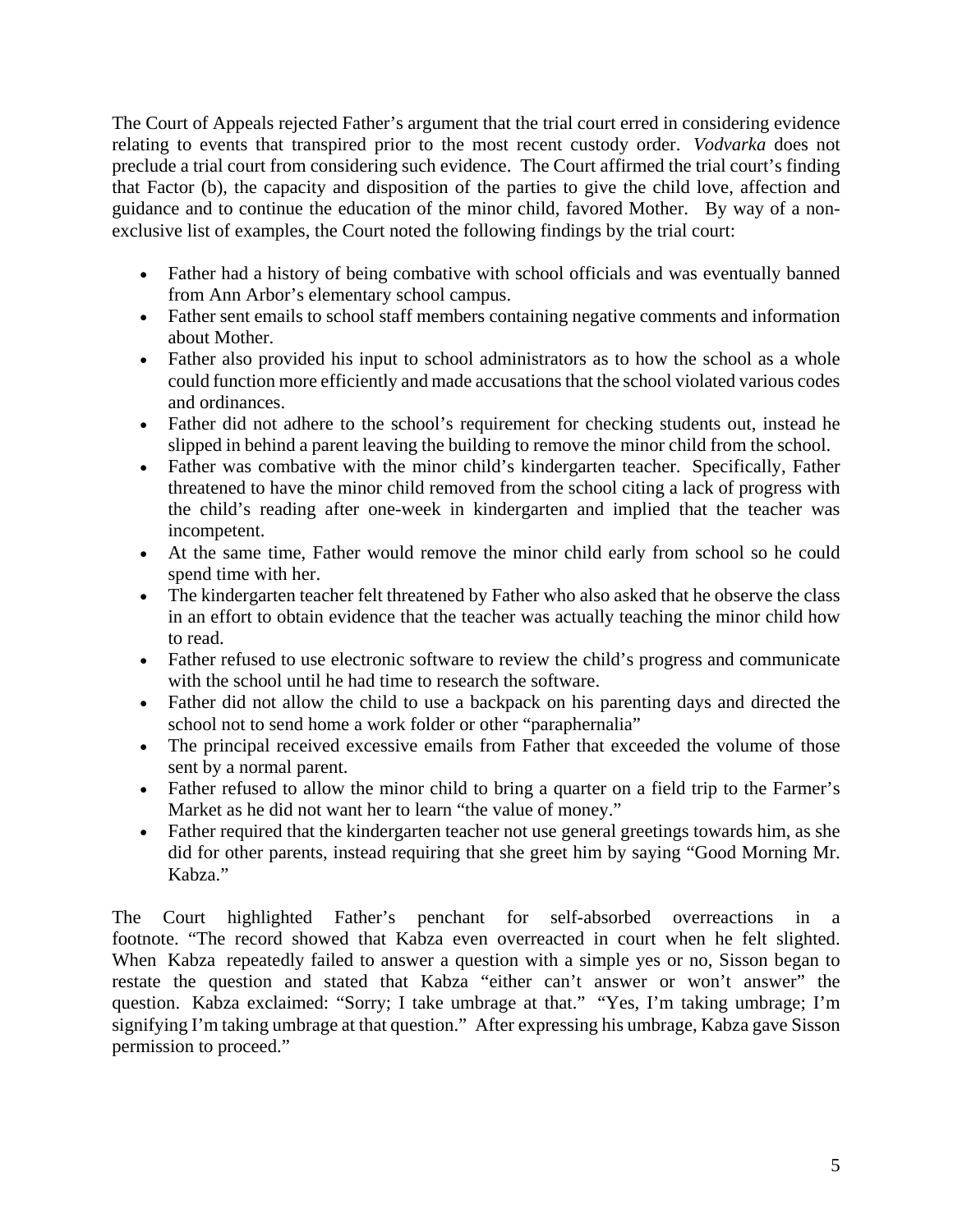The Court of Appeals rejected Father's argument that the trial court erred in considering evidence relating to events that transpired prior to the most recent custody order. *Vodvarka* does not preclude a trial court from considering such evidence. The Court affirmed the trial court's finding that Factor (b), the capacity and disposition of the parties to give the child love, affection and guidance and to continue the education of the minor child, favored Mother. By way of a non-exclusive list of examples, the Court noted the following findings by the trial court:

- Father had a history of being combative with school officials and was eventually banned from Ann Arbor's elementary school campus.
- Father sent emails to school staff members containing negative comments and information about Mother.
- Father also provided his input to school administrators as to how the school as a whole could function more efficiently and made accusations that the school violated various codes and ordinances.
- Father did not adhere to the school's requirement for checking students out, instead he slipped in behind a parent leaving the building to remove the minor child from the school.
- Father was combative with the minor child's kindergarten teacher. Specifically, Father threatened to have the minor child removed from the school citing a lack of progress with the child's reading after one-week in kindergarten and implied that the teacher was incompetent.
- At the same time, Father would remove the minor child early from school so he could spend time with her.
- The kindergarten teacher felt threatened by Father who also asked that he observe the class in an effort to obtain evidence that the teacher was actually teaching the minor child how to read.
- Father refused to use electronic software to review the child's progress and communicate with the school until he had time to research the software.
- Father did not allow the child to use a backpack on his parenting days and directed the school not to send home a work folder or other "paraphernalia"
- The principal received excessive emails from Father that exceeded the volume of those sent by a normal parent.
- Father refused to allow the minor child to bring a quarter on a field trip to the Farmer's Market as he did not want her to learn "the value of money."
- Father required that the kindergarten teacher not use general greetings towards him, as she did for other parents, instead requiring that she greet him by saying "Good Morning Mr. Kabza."

The Court highlighted Father's penchant for self-absorbed overreactions in a footnote. "The record showed that Kabza even overreacted in court when he felt slighted. When Kabza repeatedly failed to answer a question with a simple yes or no, Sisson began to restate the question and stated that Kabza "either can't answer or won't answer" the question. Kabza exclaimed: "Sorry; I take umbrage at that." "Yes, I'm taking umbrage; I'm signifying I'm taking umbrage at that question." After expressing his umbrage, Kabza gave Sisson permission to proceed."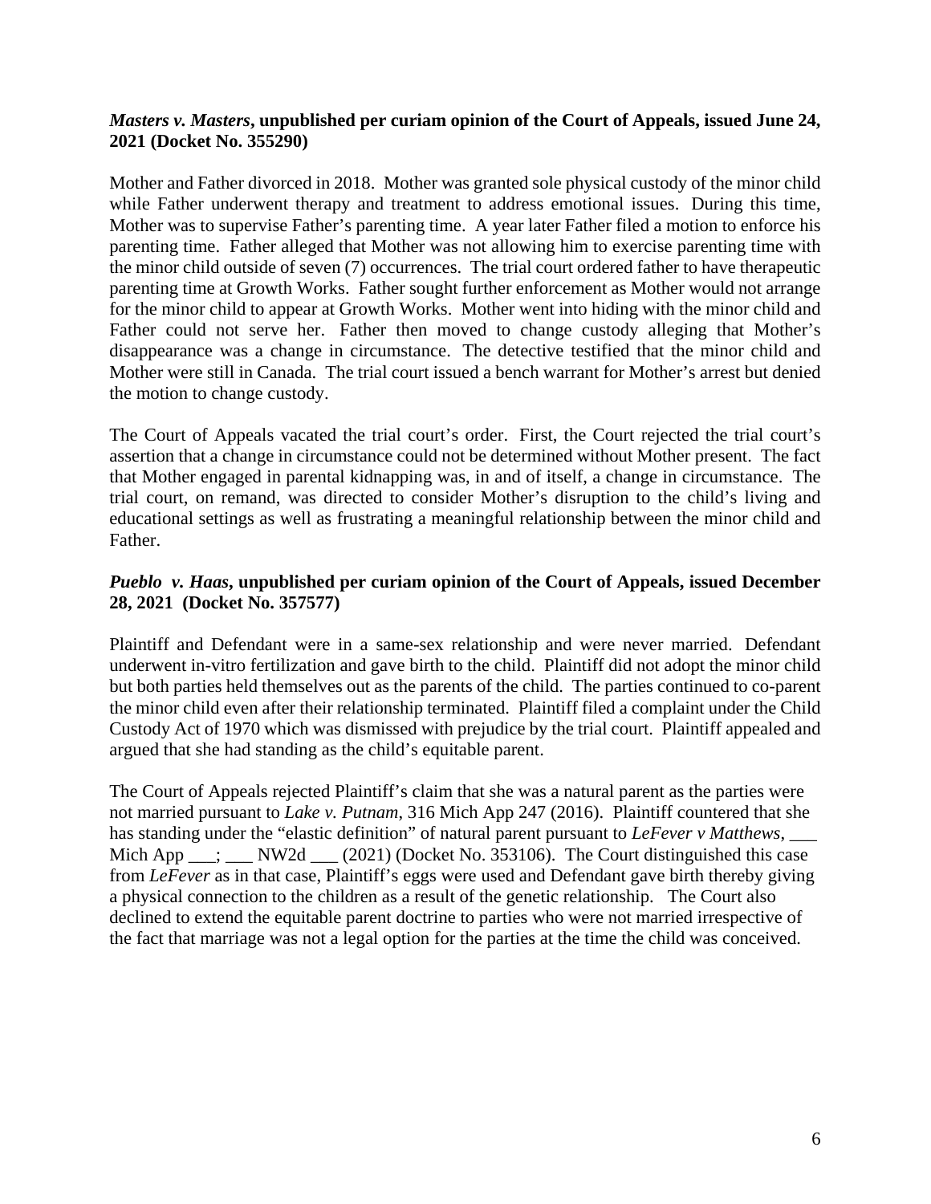***Masters v. Masters*, unpublished per curiam opinion of the Court of Appeals, issued June 24, 2021 (Docket No. 355290)**

Mother and Father divorced in 2018. Mother was granted sole physical custody of the minor child while Father underwent therapy and treatment to address emotional issues. During this time, Mother was to supervise Father's parenting time. A year later Father filed a motion to enforce his parenting time. Father alleged that Mother was not allowing him to exercise parenting time with the minor child outside of seven (7) occurrences. The trial court ordered father to have therapeutic parenting time at Growth Works. Father sought further enforcement as Mother would not arrange for the minor child to appear at Growth Works. Mother went into hiding with the minor child and Father could not serve her. Father then moved to change custody alleging that Mother's disappearance was a change in circumstance. The detective testified that the minor child and Mother were still in Canada. The trial court issued a bench warrant for Mother's arrest but denied the motion to change custody.

The Court of Appeals vacated the trial court's order. First, the Court rejected the trial court's assertion that a change in circumstance could not be determined without Mother present. The fact that Mother engaged in parental kidnapping was, in and of itself, a change in circumstance. The trial court, on remand, was directed to consider Mother's disruption to the child's living and educational settings as well as frustrating a meaningful relationship between the minor child and Father.

***Pueblo v. Haas*, unpublished per curiam opinion of the Court of Appeals, issued December 28, 2021 (Docket No. 357577)**

Plaintiff and Defendant were in a same-sex relationship and were never married. Defendant underwent in-vitro fertilization and gave birth to the child. Plaintiff did not adopt the minor child but both parties held themselves out as the parents of the child. The parties continued to co-parent the minor child even after their relationship terminated. Plaintiff filed a complaint under the Child Custody Act of 1970 which was dismissed with prejudice by the trial court. Plaintiff appealed and argued that she had standing as the child's equitable parent.

The Court of Appeals rejected Plaintiff's claim that she was a natural parent as the parties were not married pursuant to *Lake v. Putnam*, 316 Mich App 247 (2016). Plaintiff countered that she has standing under the "elastic definition" of natural parent pursuant to *LeFever v Matthews*, ___ Mich App ___; ___ NW2d ___ (2021) (Docket No. 353106). The Court distinguished this case from *LeFever* as in that case, Plaintiff's eggs were used and Defendant gave birth thereby giving a physical connection to the children as a result of the genetic relationship. The Court also declined to extend the equitable parent doctrine to parties who were not married irrespective of the fact that marriage was not a legal option for the parties at the time the child was conceived.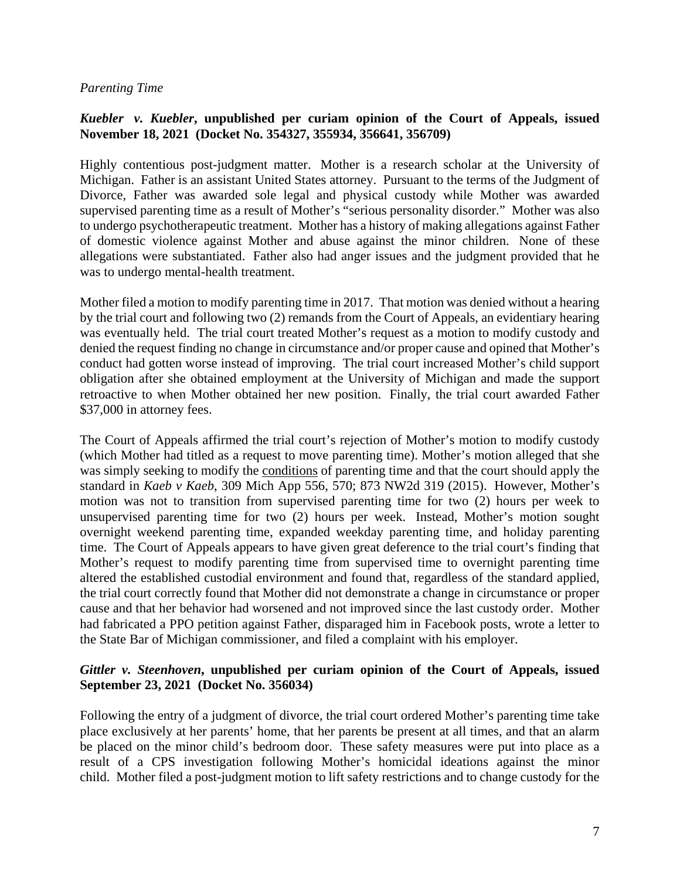*Parenting Time*

***Kuebler v. Kuebler*, unpublished per curiam opinion of the Court of Appeals, issued November 18, 2021 (Docket No. 354327, 355934, 356641, 356709)**

Highly contentious post-judgment matter. Mother is a research scholar at the University of Michigan. Father is an assistant United States attorney. Pursuant to the terms of the Judgment of Divorce, Father was awarded sole legal and physical custody while Mother was awarded supervised parenting time as a result of Mother's "serious personality disorder." Mother was also to undergo psychotherapeutic treatment. Mother has a history of making allegations against Father of domestic violence against Mother and abuse against the minor children. None of these allegations were substantiated. Father also had anger issues and the judgment provided that he was to undergo mental-health treatment.

Mother filed a motion to modify parenting time in 2017. That motion was denied without a hearing by the trial court and following two (2) remands from the Court of Appeals, an evidentiary hearing was eventually held. The trial court treated Mother's request as a motion to modify custody and denied the request finding no change in circumstance and/or proper cause and opined that Mother's conduct had gotten worse instead of improving. The trial court increased Mother's child support obligation after she obtained employment at the University of Michigan and made the support retroactive to when Mother obtained her new position. Finally, the trial court awarded Father $37,000 in attorney fees.

The Court of Appeals affirmed the trial court's rejection of Mother's motion to modify custody (which Mother had titled as a request to move parenting time). Mother's motion alleged that she was simply seeking to modify the <u>conditions</u> of parenting time and that the court should apply the standard in *Kaeb v Kaeb*, 309 Mich App 556, 570; 873 NW2d 319 (2015). However, Mother's motion was not to transition from supervised parenting time for two (2) hours per week to unsupervised parenting time for two (2) hours per week. Instead, Mother's motion sought overnight weekend parenting time, expanded weekday parenting time, and holiday parenting time. The Court of Appeals appears to have given great deference to the trial court's finding that Mother's request to modify parenting time from supervised time to overnight parenting time altered the established custodial environment and found that, regardless of the standard applied, the trial court correctly found that Mother did not demonstrate a change in circumstance or proper cause and that her behavior had worsened and not improved since the last custody order. Mother had fabricated a PPO petition against Father, disparaged him in Facebook posts, wrote a letter to the State Bar of Michigan commissioner, and filed a complaint with his employer.

***Gittler v. Steenhoven*, unpublished per curiam opinion of the Court of Appeals, issued September 23, 2021 (Docket No. 356034)**

Following the entry of a judgment of divorce, the trial court ordered Mother's parenting time take place exclusively at her parents' home, that her parents be present at all times, and that an alarm be placed on the minor child's bedroom door. These safety measures were put into place as a result of a CPS investigation following Mother's homicidal ideations against the minor child. Mother filed a post-judgment motion to lift safety restrictions and to change custody for the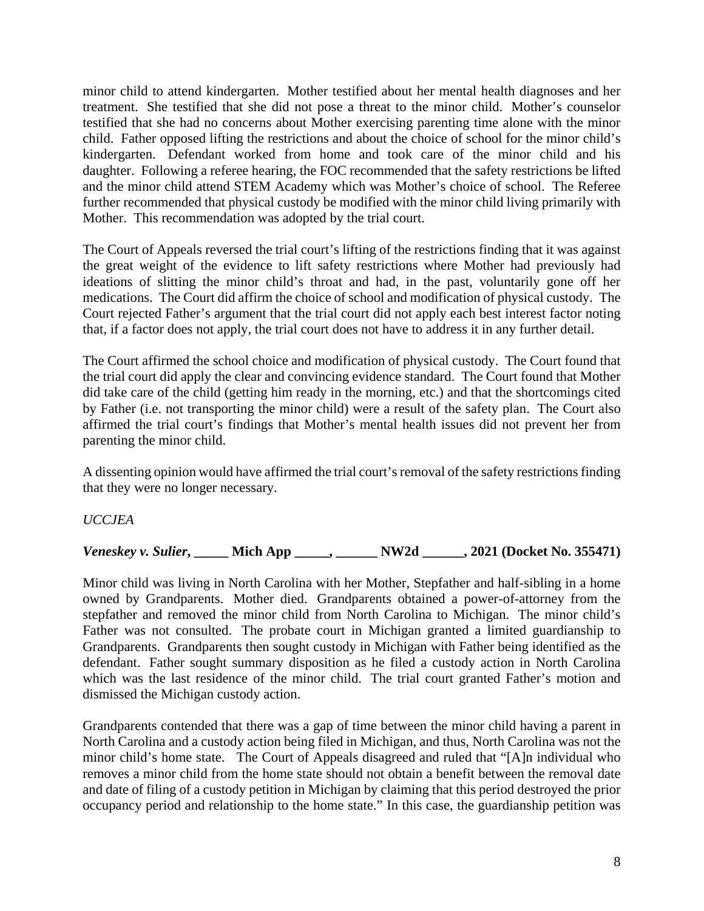minor child to attend kindergarten. Mother testified about her mental health diagnoses and her treatment. She testified that she did not pose a threat to the minor child. Mother's counselor testified that she had no concerns about Mother exercising parenting time alone with the minor child. Father opposed lifting the restrictions and about the choice of school for the minor child's kindergarten. Defendant worked from home and took care of the minor child and his daughter. Following a referee hearing, the FOC recommended that the safety restrictions be lifted and the minor child attend STEM Academy which was Mother's choice of school. The Referee further recommended that physical custody be modified with the minor child living primarily with Mother. This recommendation was adopted by the trial court.

The Court of Appeals reversed the trial court's lifting of the restrictions finding that it was against the great weight of the evidence to lift safety restrictions where Mother had previously had ideations of slitting the minor child's throat and had, in the past, voluntarily gone off her medications. The Court did affirm the choice of school and modification of physical custody. The Court rejected Father's argument that the trial court did not apply each best interest factor noting that, if a factor does not apply, the trial court does not have to address it in any further detail.

The Court affirmed the school choice and modification of physical custody. The Court found that the trial court did apply the clear and convincing evidence standard. The Court found that Mother did take care of the child (getting him ready in the morning, etc.) and that the shortcomings cited by Father (i.e. not transporting the minor child) were a result of the safety plan. The Court also affirmed the trial court's findings that Mother's mental health issues did not prevent her from parenting the minor child.

A dissenting opinion would have affirmed the trial court's removal of the safety restrictions finding that they were no longer necessary.

*UCCJEA*

***Veneskey v. Sulier*, _____ Mich App _____, ______ NW2d ______, 2021 (Docket No. 355471)**

Minor child was living in North Carolina with her Mother, Stepfather and half-sibling in a home owned by Grandparents. Mother died. Grandparents obtained a power-of-attorney from the stepfather and removed the minor child from North Carolina to Michigan. The minor child's Father was not consulted. The probate court in Michigan granted a limited guardianship to Grandparents. Grandparents then sought custody in Michigan with Father being identified as the defendant. Father sought summary disposition as he filed a custody action in North Carolina which was the last residence of the minor child. The trial court granted Father's motion and dismissed the Michigan custody action.

Grandparents contended that there was a gap of time between the minor child having a parent in North Carolina and a custody action being filed in Michigan, and thus, North Carolina was not the minor child's home state. The Court of Appeals disagreed and ruled that "[A]n individual who removes a minor child from the home state should not obtain a benefit between the removal date and date of filing of a custody petition in Michigan by claiming that this period destroyed the prior occupancy period and relationship to the home state." In this case, the guardianship petition was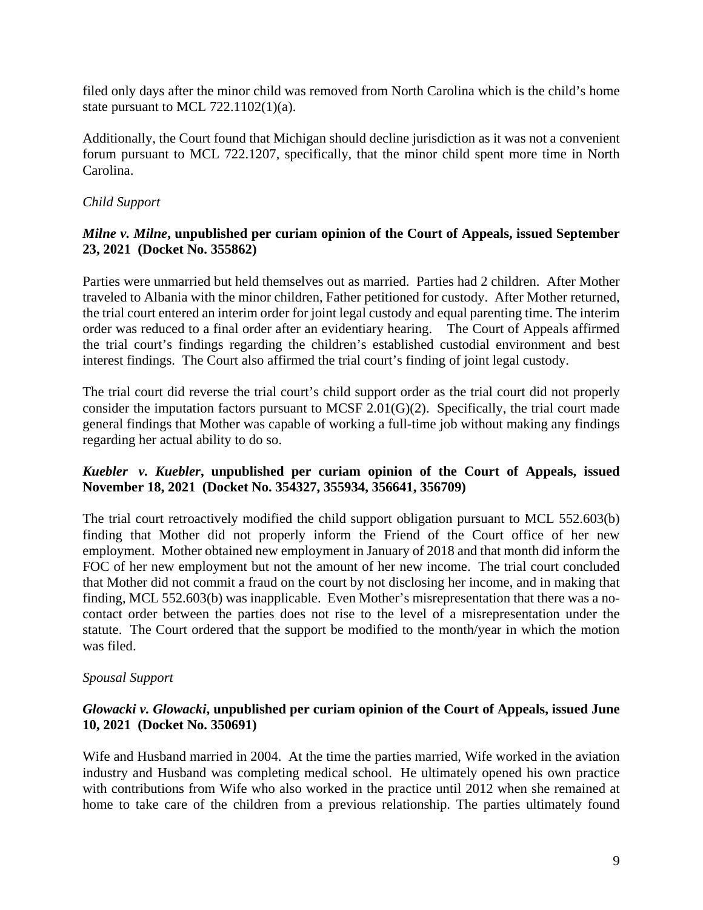filed only days after the minor child was removed from North Carolina which is the child's home state pursuant to MCL 722.1102(1)(a).

Additionally, the Court found that Michigan should decline jurisdiction as it was not a convenient forum pursuant to MCL 722.1207, specifically, that the minor child spent more time in North Carolina.

*Child Support*

***Milne v. Milne*, unpublished per curiam opinion of the Court of Appeals, issued September 23, 2021 (Docket No. 355862)**

Parties were unmarried but held themselves out as married. Parties had 2 children. After Mother traveled to Albania with the minor children, Father petitioned for custody. After Mother returned, the trial court entered an interim order for joint legal custody and equal parenting time. The interim order was reduced to a final order after an evidentiary hearing. The Court of Appeals affirmed the trial court's findings regarding the children's established custodial environment and best interest findings. The Court also affirmed the trial court's finding of joint legal custody.

The trial court did reverse the trial court's child support order as the trial court did not properly consider the imputation factors pursuant to MCSF 2.01(G)(2). Specifically, the trial court made general findings that Mother was capable of working a full-time job without making any findings regarding her actual ability to do so.

***Kuebler v. Kuebler*, unpublished per curiam opinion of the Court of Appeals, issued November 18, 2021 (Docket No. 354327, 355934, 356641, 356709)**

The trial court retroactively modified the child support obligation pursuant to MCL 552.603(b) finding that Mother did not properly inform the Friend of the Court office of her new employment. Mother obtained new employment in January of 2018 and that month did inform the FOC of her new employment but not the amount of her new income. The trial court concluded that Mother did not commit a fraud on the court by not disclosing her income, and in making that finding, MCL 552.603(b) was inapplicable. Even Mother's misrepresentation that there was a no-contact order between the parties does not rise to the level of a misrepresentation under the statute. The Court ordered that the support be modified to the month/year in which the motion was filed.

*Spousal Support*

***Glowacki v. Glowacki*, unpublished per curiam opinion of the Court of Appeals, issued June 10, 2021 (Docket No. 350691)**

Wife and Husband married in 2004. At the time the parties married, Wife worked in the aviation industry and Husband was completing medical school. He ultimately opened his own practice with contributions from Wife who also worked in the practice until 2012 when she remained at home to take care of the children from a previous relationship. The parties ultimately found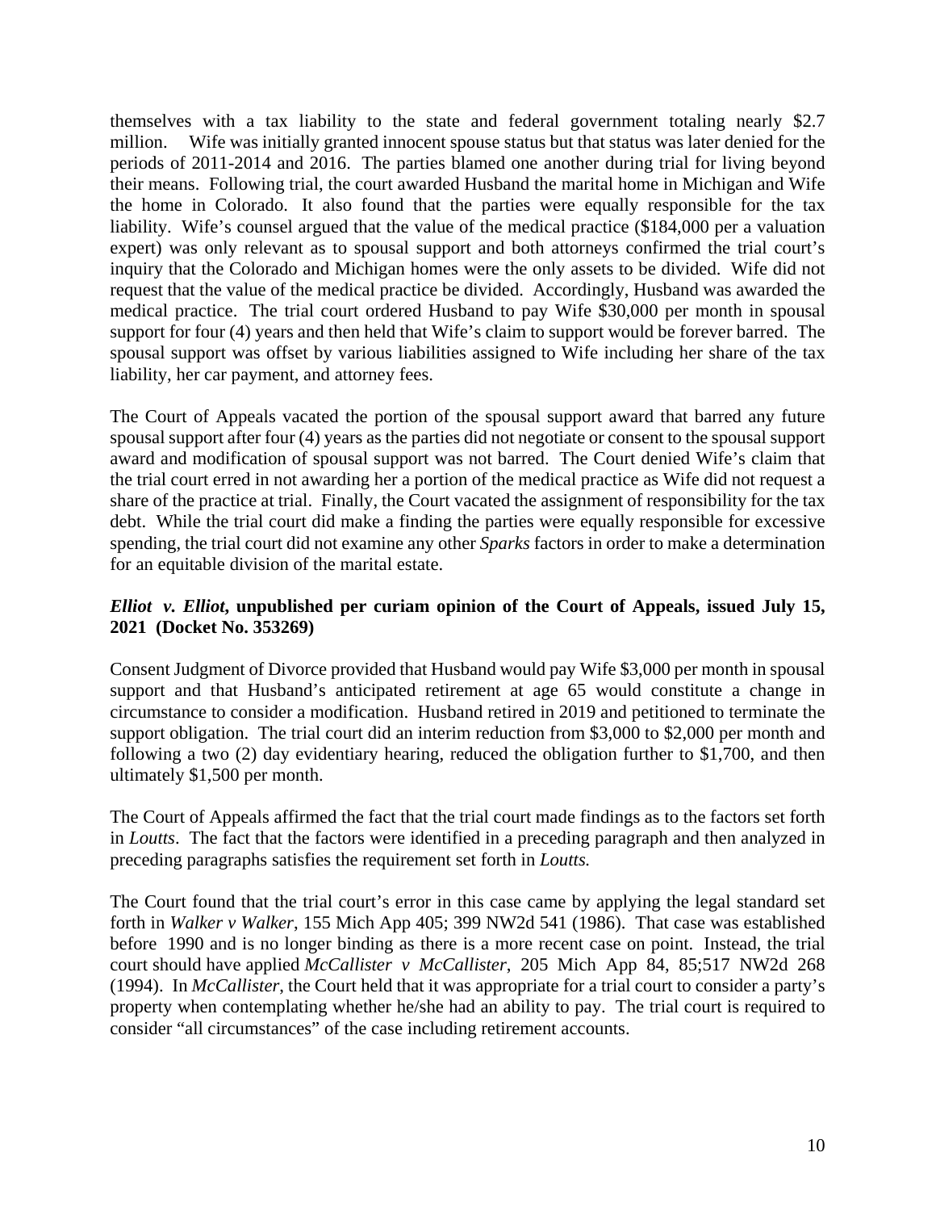themselves with a tax liability to the state and federal government totaling nearly $2.7 million. Wife was initially granted innocent spouse status but that status was later denied for the periods of 2011-2014 and 2016. The parties blamed one another during trial for living beyond their means. Following trial, the court awarded Husband the marital home in Michigan and Wife the home in Colorado. It also found that the parties were equally responsible for the tax liability. Wife's counsel argued that the value of the medical practice ($184,000 per a valuation expert) was only relevant as to spousal support and both attorneys confirmed the trial court's inquiry that the Colorado and Michigan homes were the only assets to be divided. Wife did not request that the value of the medical practice be divided. Accordingly, Husband was awarded the medical practice. The trial court ordered Husband to pay Wife $30,000 per month in spousal support for four (4) years and then held that Wife's claim to support would be forever barred. The spousal support was offset by various liabilities assigned to Wife including her share of the tax liability, her car payment, and attorney fees.

The Court of Appeals vacated the portion of the spousal support award that barred any future spousal support after four (4) years as the parties did not negotiate or consent to the spousal support award and modification of spousal support was not barred. The Court denied Wife's claim that the trial court erred in not awarding her a portion of the medical practice as Wife did not request a share of the practice at trial. Finally, the Court vacated the assignment of responsibility for the tax debt. While the trial court did make a finding the parties were equally responsible for excessive spending, the trial court did not examine any other *Sparks* factors in order to make a determination for an equitable division of the marital estate.

### ***Elliot v. Elliot*, unpublished per curiam opinion of the Court of Appeals, issued July 15, 2021 (Docket No. 353269)**

Consent Judgment of Divorce provided that Husband would pay Wife $3,000 per month in spousal support and that Husband's anticipated retirement at age 65 would constitute a change in circumstance to consider a modification. Husband retired in 2019 and petitioned to terminate the support obligation. The trial court did an interim reduction from $3,000 to $2,000 per month and following a two (2) day evidentiary hearing, reduced the obligation further to $1,700, and then ultimately $1,500 per month.

The Court of Appeals affirmed the fact that the trial court made findings as to the factors set forth in *Loutts*. The fact that the factors were identified in a preceding paragraph and then analyzed in preceding paragraphs satisfies the requirement set forth in *Loutts.*

The Court found that the trial court's error in this case came by applying the legal standard set forth in *Walker v Walker*, 155 Mich App 405; 399 NW2d 541 (1986). That case was established before 1990 and is no longer binding as there is a more recent case on point. Instead, the trial court should have applied *McCallister v McCallister*, 205 Mich App 84, 85;517 NW2d 268 (1994). In *McCallister*, the Court held that it was appropriate for a trial court to consider a party's property when contemplating whether he/she had an ability to pay. The trial court is required to consider "all circumstances" of the case including retirement accounts.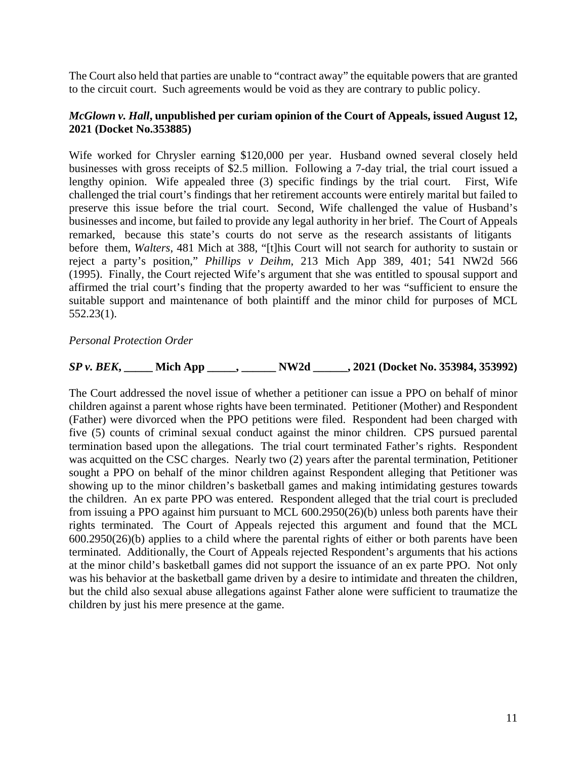The Court also held that parties are unable to "contract away" the equitable powers that are granted to the circuit court. Such agreements would be void as they are contrary to public policy.

***McGlown v. Hall*, unpublished per curiam opinion of the Court of Appeals, issued August 12, 2021 (Docket No.353885)**

Wife worked for Chrysler earning $120,000 per year. Husband owned several closely held businesses with gross receipts of $2.5 million. Following a 7-day trial, the trial court issued a lengthy opinion. Wife appealed three (3) specific findings by the trial court. First, Wife challenged the trial court's findings that her retirement accounts were entirely marital but failed to preserve this issue before the trial court. Second, Wife challenged the value of Husband's businesses and income, but failed to provide any legal authority in her brief. The Court of Appeals remarked, because this state's courts do not serve as the research assistants of litigants before them, *Walters*, 481 Mich at 388, "[t]his Court will not search for authority to sustain or reject a party's position," *Phillips v Deihm*, 213 Mich App 389, 401; 541 NW2d 566 (1995). Finally, the Court rejected Wife's argument that she was entitled to spousal support and affirmed the trial court's finding that the property awarded to her was "sufficient to ensure the suitable support and maintenance of both plaintiff and the minor child for purposes of MCL 552.23(1).

*Personal Protection Order*

***SP v. BEK*, _____ Mich App _____, ______ NW2d ______, 2021 (Docket No. 353984, 353992)**

The Court addressed the novel issue of whether a petitioner can issue a PPO on behalf of minor children against a parent whose rights have been terminated. Petitioner (Mother) and Respondent (Father) were divorced when the PPO petitions were filed. Respondent had been charged with five (5) counts of criminal sexual conduct against the minor children. CPS pursued parental termination based upon the allegations. The trial court terminated Father's rights. Respondent was acquitted on the CSC charges. Nearly two (2) years after the parental termination, Petitioner sought a PPO on behalf of the minor children against Respondent alleging that Petitioner was showing up to the minor children's basketball games and making intimidating gestures towards the children. An ex parte PPO was entered. Respondent alleged that the trial court is precluded from issuing a PPO against him pursuant to MCL 600.2950(26)(b) unless both parents have their rights terminated. The Court of Appeals rejected this argument and found that the MCL 600.2950(26)(b) applies to a child where the parental rights of either or both parents have been terminated. Additionally, the Court of Appeals rejected Respondent's arguments that his actions at the minor child's basketball games did not support the issuance of an ex parte PPO. Not only was his behavior at the basketball game driven by a desire to intimidate and threaten the children, but the child also sexual abuse allegations against Father alone were sufficient to traumatize the children by just his mere presence at the game.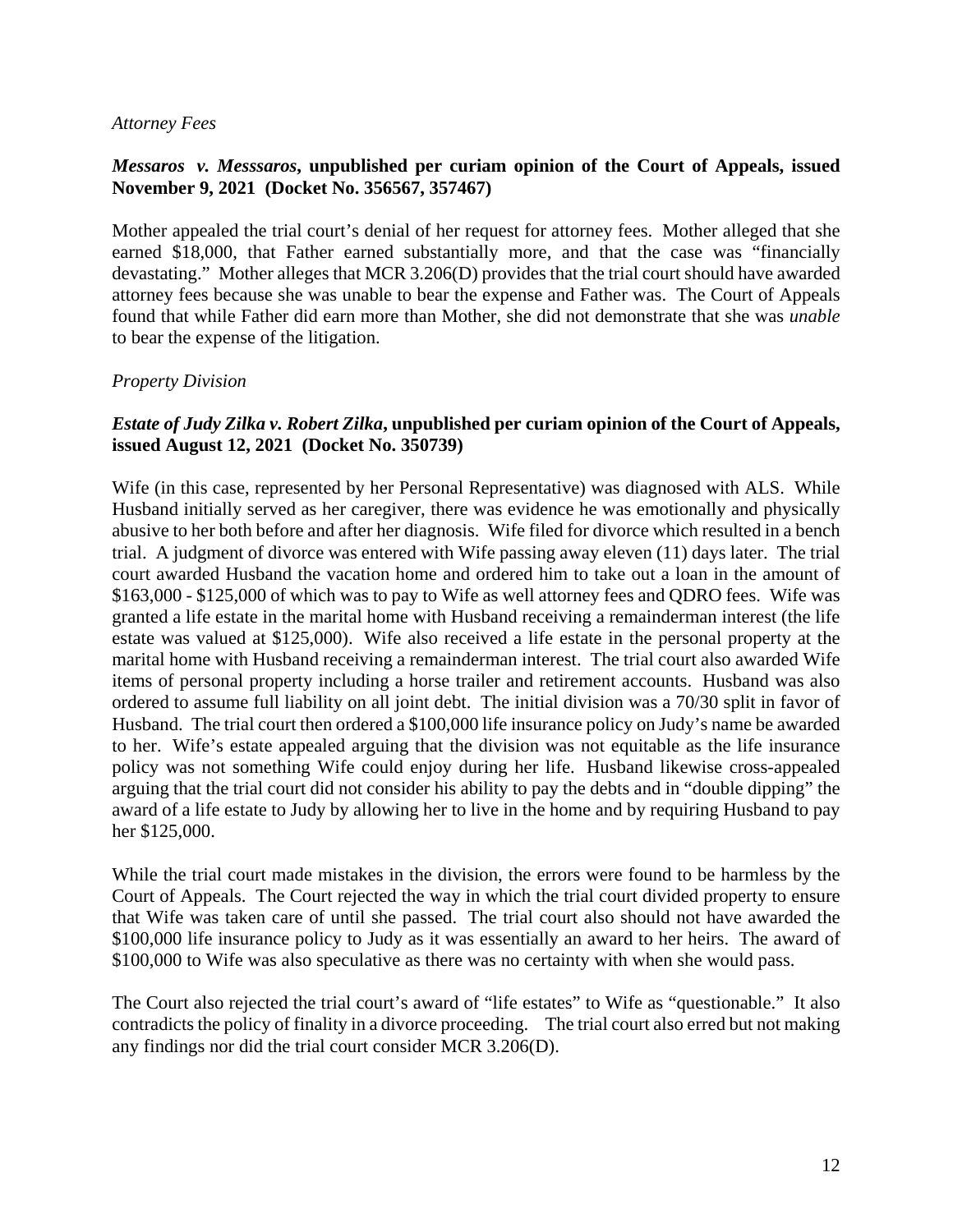*Attorney Fees*

***Messaros v. Messsaros*, unpublished per curiam opinion of the Court of Appeals, issued November 9, 2021 (Docket No. 356567, 357467)**

Mother appealed the trial court's denial of her request for attorney fees. Mother alleged that she earned $18,000, that Father earned substantially more, and that the case was "financially devastating." Mother alleges that MCR 3.206(D) provides that the trial court should have awarded attorney fees because she was unable to bear the expense and Father was. The Court of Appeals found that while Father did earn more than Mother, she did not demonstrate that she was *unable* to bear the expense of the litigation.

*Property Division*

***Estate of Judy Zilka v. Robert Zilka*, unpublished per curiam opinion of the Court of Appeals, issued August 12, 2021 (Docket No. 350739)**

Wife (in this case, represented by her Personal Representative) was diagnosed with ALS. While Husband initially served as her caregiver, there was evidence he was emotionally and physically abusive to her both before and after her diagnosis. Wife filed for divorce which resulted in a bench trial. A judgment of divorce was entered with Wife passing away eleven (11) days later. The trial court awarded Husband the vacation home and ordered him to take out a loan in the amount of $163,000 - $125,000 of which was to pay to Wife as well attorney fees and QDRO fees. Wife was granted a life estate in the marital home with Husband receiving a remainderman interest (the life estate was valued at $125,000). Wife also received a life estate in the personal property at the marital home with Husband receiving a remainderman interest. The trial court also awarded Wife items of personal property including a horse trailer and retirement accounts. Husband was also ordered to assume full liability on all joint debt. The initial division was a 70/30 split in favor of Husband. The trial court then ordered a $100,000 life insurance policy on Judy's name be awarded to her. Wife's estate appealed arguing that the division was not equitable as the life insurance policy was not something Wife could enjoy during her life. Husband likewise cross-appealed arguing that the trial court did not consider his ability to pay the debts and in "double dipping" the award of a life estate to Judy by allowing her to live in the home and by requiring Husband to pay her $125,000.

While the trial court made mistakes in the division, the errors were found to be harmless by the Court of Appeals. The Court rejected the way in which the trial court divided property to ensure that Wife was taken care of until she passed. The trial court also should not have awarded the $100,000 life insurance policy to Judy as it was essentially an award to her heirs. The award of $100,000 to Wife was also speculative as there was no certainty with when she would pass.

The Court also rejected the trial court's award of "life estates" to Wife as "questionable." It also contradicts the policy of finality in a divorce proceeding. The trial court also erred but not making any findings nor did the trial court consider MCR 3.206(D).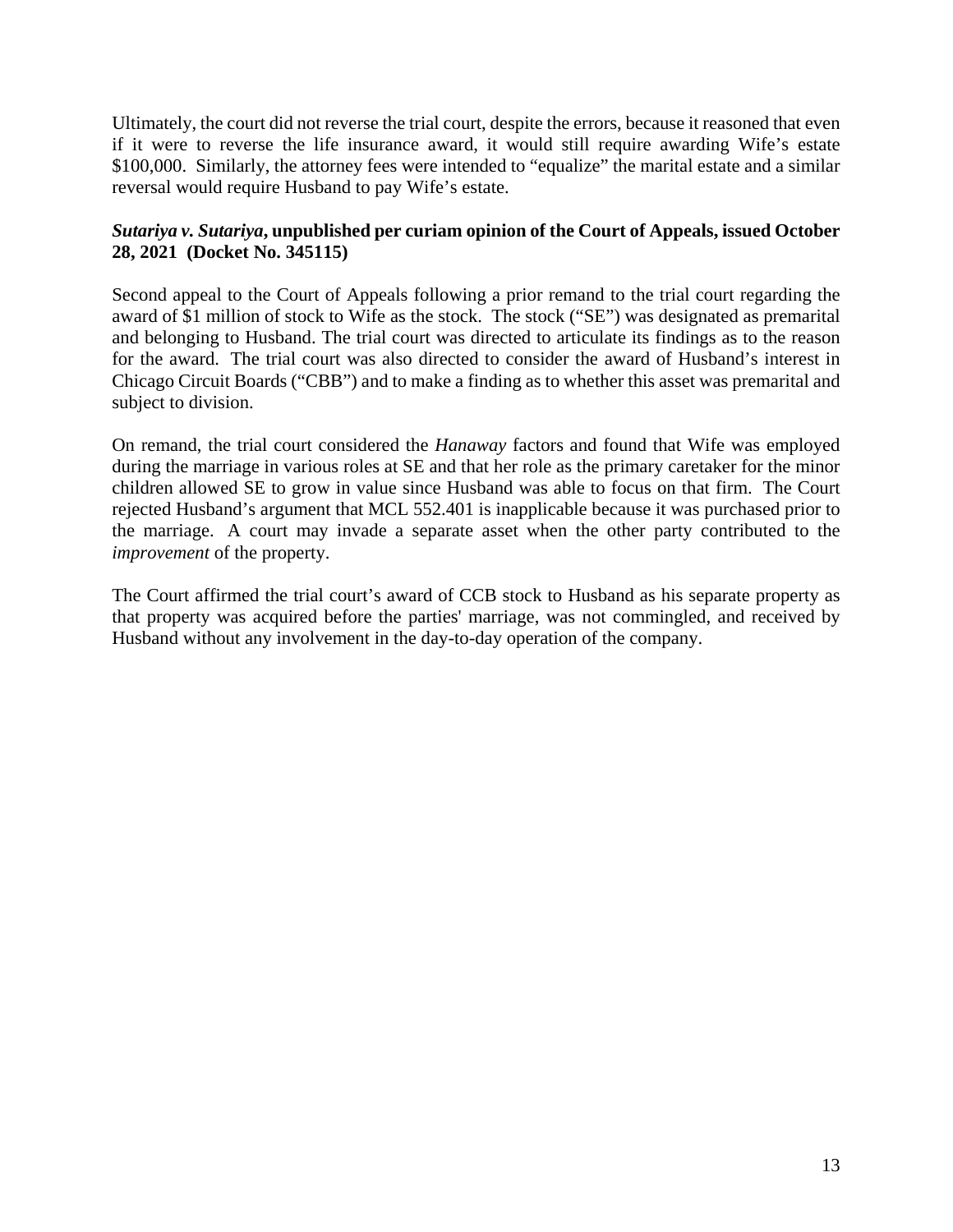Ultimately, the court did not reverse the trial court, despite the errors, because it reasoned that even if it were to reverse the life insurance award, it would still require awarding Wife's estate \$100,000. Similarly, the attorney fees were intended to "equalize" the marital estate and a similar reversal would require Husband to pay Wife's estate.

***Sutariya v. Sutariya*, unpublished per curiam opinion of the Court of Appeals, issued October 28, 2021 (Docket No. 345115)**

Second appeal to the Court of Appeals following a prior remand to the trial court regarding the award of \$1 million of stock to Wife as the stock. The stock ("SE") was designated as premarital and belonging to Husband. The trial court was directed to articulate its findings as to the reason for the award. The trial court was also directed to consider the award of Husband's interest in Chicago Circuit Boards ("CBB") and to make a finding as to whether this asset was premarital and subject to division.

On remand, the trial court considered the *Hanaway* factors and found that Wife was employed during the marriage in various roles at SE and that her role as the primary caretaker for the minor children allowed SE to grow in value since Husband was able to focus on that firm. The Court rejected Husband's argument that MCL 552.401 is inapplicable because it was purchased prior to the marriage. A court may invade a separate asset when the other party contributed to the *improvement* of the property.

The Court affirmed the trial court's award of CCB stock to Husband as his separate property as that property was acquired before the parties' marriage, was not commingled, and received by Husband without any involvement in the day-to-day operation of the company.